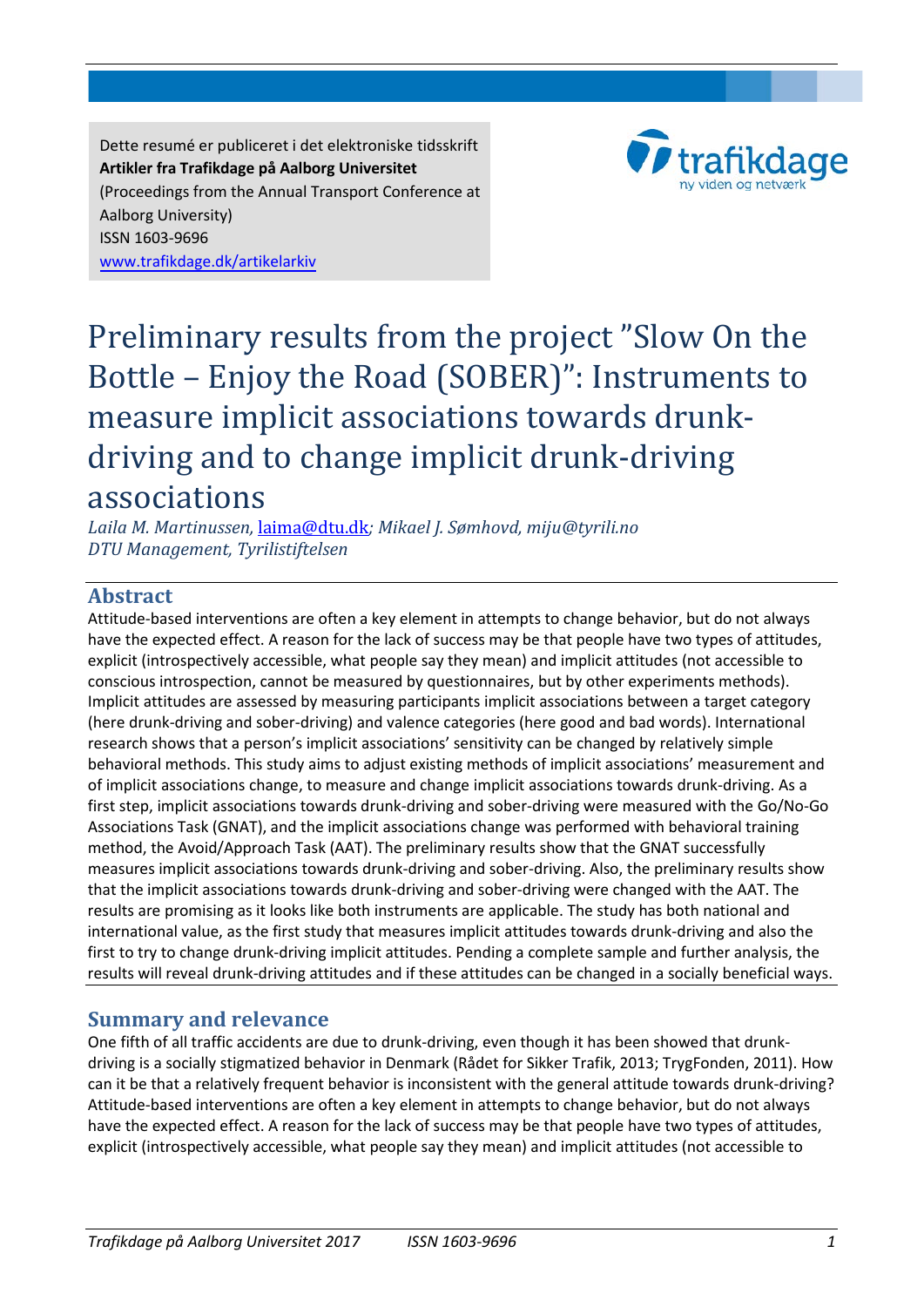Dette resumé er publiceret i det elektroniske tidsskrift
**Artikler fra Trafikdage på Aalborg Universitet**
(Proceedings from the Annual Transport Conference at Aalborg University)
ISSN 1603-9696
www.trafikdage.dk/artikelarkiv

# Preliminary results from the project "Slow On the Bottle – Enjoy the Road (SOBER)": Instruments to measure implicit associations towards drunk-driving and to change implicit drunk-driving associations

*Laila M. Martinussen, laima@dtu.dk; Mikael J. Sømhovd, miju@tyrili.no*
*DTU Management, Tyrilistiftelsen*

## Abstract

Attitude-based interventions are often a key element in attempts to change behavior, but do not always have the expected effect. A reason for the lack of success may be that people have two types of attitudes, explicit (introspectively accessible, what people say they mean) and implicit attitudes (not accessible to conscious introspection, cannot be measured by questionnaires, but by other experiments methods). Implicit attitudes are assessed by measuring participants implicit associations between a target category (here drunk-driving and sober-driving) and valence categories (here good and bad words). International research shows that a person's implicit associations' sensitivity can be changed by relatively simple behavioral methods. This study aims to adjust existing methods of implicit associations' measurement and of implicit associations change, to measure and change implicit associations towards drunk-driving. As a first step, implicit associations towards drunk-driving and sober-driving were measured with the Go/No-Go Associations Task (GNAT), and the implicit associations change was performed with behavioral training method, the Avoid/Approach Task (AAT). The preliminary results show that the GNAT successfully measures implicit associations towards drunk-driving and sober-driving. Also, the preliminary results show that the implicit associations towards drunk-driving and sober-driving were changed with the AAT. The results are promising as it looks like both instruments are applicable. The study has both national and international value, as the first study that measures implicit attitudes towards drunk-driving and also the first to try to change drunk-driving implicit attitudes. Pending a complete sample and further analysis, the results will reveal drunk-driving attitudes and if these attitudes can be changed in a socially beneficial ways.

## Summary and relevance

One fifth of all traffic accidents are due to drunk-driving, even though it has been showed that drunk-driving is a socially stigmatized behavior in Denmark (Rådet for Sikker Trafik, 2013; TrygFonden, 2011). How can it be that a relatively frequent behavior is inconsistent with the general attitude towards drunk-driving? Attitude-based interventions are often a key element in attempts to change behavior, but do not always have the expected effect. A reason for the lack of success may be that people have two types of attitudes, explicit (introspectively accessible, what people say they mean) and implicit attitudes (not accessible to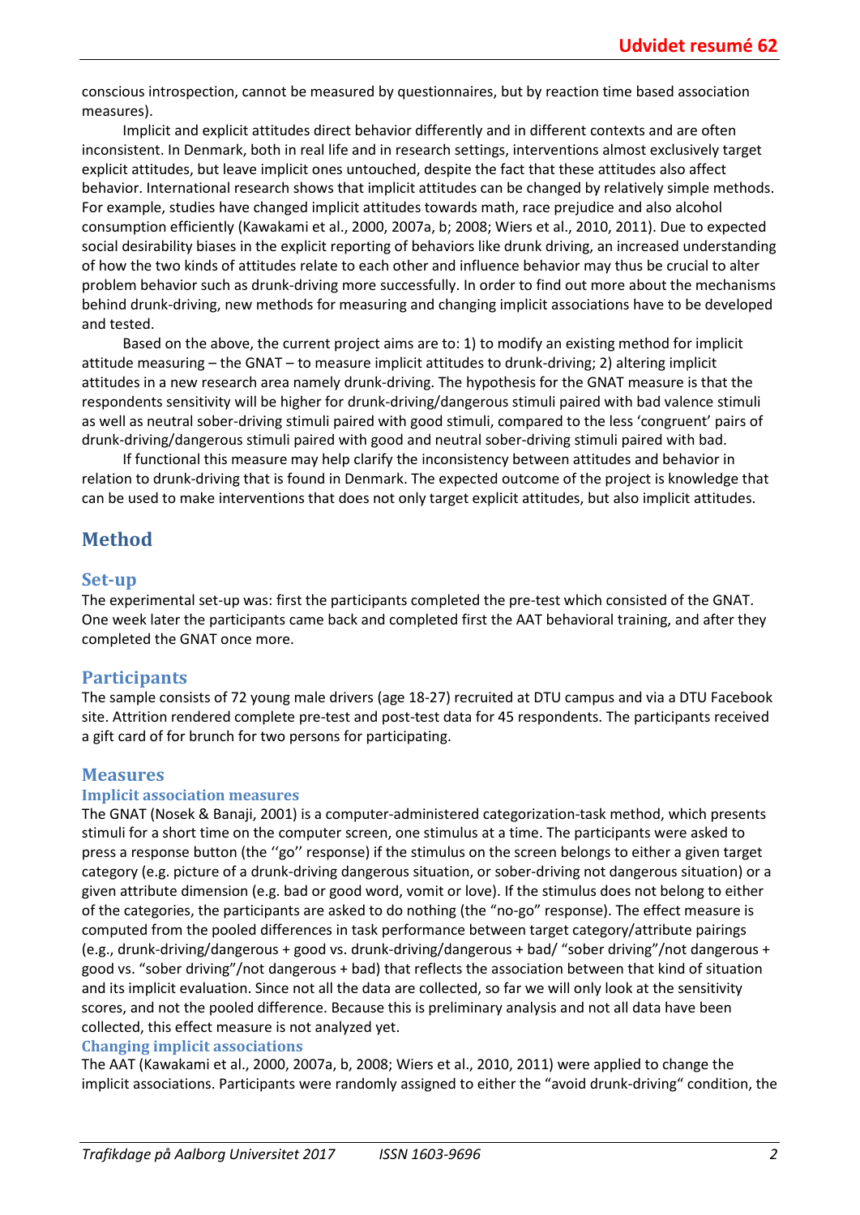conscious introspection, cannot be measured by questionnaires, but by reaction time based association measures).

Implicit and explicit attitudes direct behavior differently and in different contexts and are often inconsistent. In Denmark, both in real life and in research settings, interventions almost exclusively target explicit attitudes, but leave implicit ones untouched, despite the fact that these attitudes also affect behavior. International research shows that implicit attitudes can be changed by relatively simple methods. For example, studies have changed implicit attitudes towards math, race prejudice and also alcohol consumption efficiently (Kawakami et al., 2000, 2007a, b; 2008; Wiers et al., 2010, 2011). Due to expected social desirability biases in the explicit reporting of behaviors like drunk driving, an increased understanding of how the two kinds of attitudes relate to each other and influence behavior may thus be crucial to alter problem behavior such as drunk-driving more successfully. In order to find out more about the mechanisms behind drunk-driving, new methods for measuring and changing implicit associations have to be developed and tested.

Based on the above, the current project aims are to: 1) to modify an existing method for implicit attitude measuring – the GNAT – to measure implicit attitudes to drunk-driving; 2) altering implicit attitudes in a new research area namely drunk-driving. The hypothesis for the GNAT measure is that the respondents sensitivity will be higher for drunk-driving/dangerous stimuli paired with bad valence stimuli as well as neutral sober-driving stimuli paired with good stimuli, compared to the less 'congruent' pairs of drunk-driving/dangerous stimuli paired with good and neutral sober-driving stimuli paired with bad.

If functional this measure may help clarify the inconsistency between attitudes and behavior in relation to drunk-driving that is found in Denmark. The expected outcome of the project is knowledge that can be used to make interventions that does not only target explicit attitudes, but also implicit attitudes.

## Method

### Set-up

The experimental set-up was: first the participants completed the pre-test which consisted of the GNAT. One week later the participants came back and completed first the AAT behavioral training, and after they completed the GNAT once more.

### Participants

The sample consists of 72 young male drivers (age 18-27) recruited at DTU campus and via a DTU Facebook site. Attrition rendered complete pre-test and post-test data for 45 respondents. The participants received a gift card of for brunch for two persons for participating.

### Measures

#### Implicit association measures

The GNAT (Nosek & Banaji, 2001) is a computer-administered categorization-task method, which presents stimuli for a short time on the computer screen, one stimulus at a time. The participants were asked to press a response button (the ''go'' response) if the stimulus on the screen belongs to either a given target category (e.g. picture of a drunk-driving dangerous situation, or sober-driving not dangerous situation) or a given attribute dimension (e.g. bad or good word, vomit or love). If the stimulus does not belong to either of the categories, the participants are asked to do nothing (the "no-go" response). The effect measure is computed from the pooled differences in task performance between target category/attribute pairings (e.g., drunk-driving/dangerous + good vs. drunk-driving/dangerous + bad/ "sober driving"/not dangerous + good vs. "sober driving"/not dangerous + bad) that reflects the association between that kind of situation and its implicit evaluation. Since not all the data are collected, so far we will only look at the sensitivity scores, and not the pooled difference. Because this is preliminary analysis and not all data have been collected, this effect measure is not analyzed yet.

#### Changing implicit associations

The AAT (Kawakami et al., 2000, 2007a, b, 2008; Wiers et al., 2010, 2011) were applied to change the implicit associations. Participants were randomly assigned to either the "avoid drunk-driving" condition, the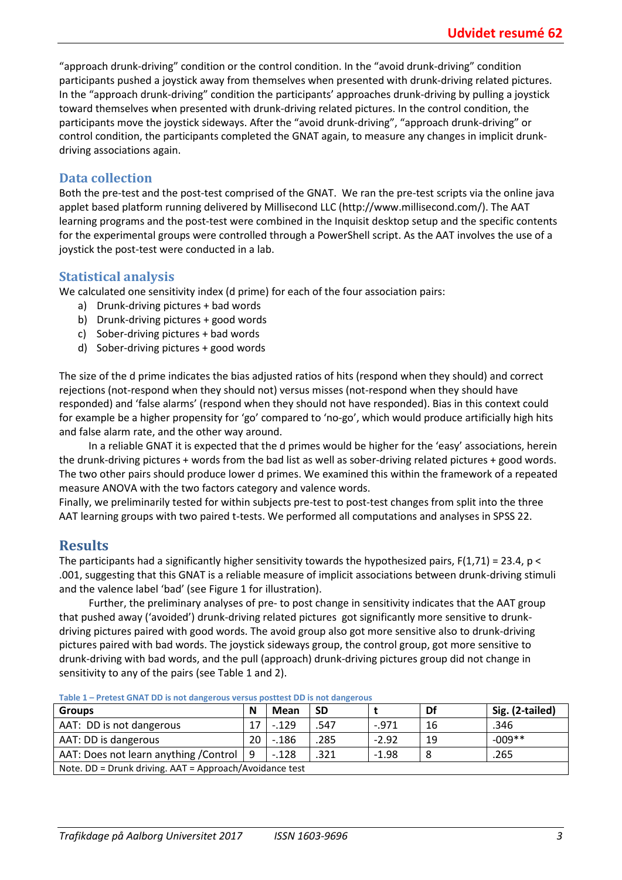"approach drunk-driving" condition or the control condition. In the "avoid drunk-driving" condition participants pushed a joystick away from themselves when presented with drunk-driving related pictures. In the "approach drunk-driving" condition the participants' approaches drunk-driving by pulling a joystick toward themselves when presented with drunk-driving related pictures. In the control condition, the participants move the joystick sideways. After the "avoid drunk-driving", "approach drunk-driving" or control condition, the participants completed the GNAT again, to measure any changes in implicit drunk-driving associations again.

## Data collection

Both the pre-test and the post-test comprised of the GNAT. We ran the pre-test scripts via the online java applet based platform running delivered by Millisecond LLC (http://www.millisecond.com/). The AAT learning programs and the post-test were combined in the Inquisit desktop setup and the specific contents for the experimental groups were controlled through a PowerShell script. As the AAT involves the use of a joystick the post-test were conducted in a lab.

## Statistical analysis

We calculated one sensitivity index (d prime) for each of the four association pairs:

a) Drunk-driving pictures + bad words
b) Drunk-driving pictures + good words
c) Sober-driving pictures + bad words
d) Sober-driving pictures + good words

The size of the d prime indicates the bias adjusted ratios of hits (respond when they should) and correct rejections (not-respond when they should not) versus misses (not-respond when they should have responded) and 'false alarms' (respond when they should not have responded). Bias in this context could for example be a higher propensity for 'go' compared to 'no-go', which would produce artificially high hits and false alarm rate, and the other way around.

In a reliable GNAT it is expected that the d primes would be higher for the 'easy' associations, herein the drunk-driving pictures + words from the bad list as well as sober-driving related pictures + good words. The two other pairs should produce lower d primes. We examined this within the framework of a repeated measure ANOVA with the two factors category and valence words.

Finally, we preliminarily tested for within subjects pre-test to post-test changes from split into the three AAT learning groups with two paired t-tests. We performed all computations and analyses in SPSS 22.

# Results

The participants had a significantly higher sensitivity towards the hypothesized pairs, $F(1,71) = 23.4$, $p < .001$, suggesting that this GNAT is a reliable measure of implicit associations between drunk-driving stimuli and the valence label 'bad' (see Figure 1 for illustration).

Further, the preliminary analyses of pre- to post change in sensitivity indicates that the AAT group that pushed away ('avoided') drunk-driving related pictures got significantly more sensitive to drunk-driving pictures paired with good words. The avoid group also got more sensitive also to drunk-driving pictures paired with bad words. The joystick sideways group, the control group, got more sensitive to drunk-driving with bad words, and the pull (approach) drunk-driving pictures group did not change in sensitivity to any of the pairs (see Table 1 and 2).

**Table 1 – Pretest GNAT DD is not dangerous versus posttest DD is not dangerous**

| Groups | N | Mean | SD | t | Df | Sig. (2-tailed) |
|---|---|---|---|---|---|---|
| AAT: DD is not dangerous | 17 | -.129 | .547 | -.971 | 16 | .346 |
| AAT: DD is dangerous | 20 | -.186 | .285 | -2.92 | 19 | -009** |
| AAT: Does not learn anything /Control | 9 | -.128 | .321 | -1.98 | 8 | .265 |
| Note. DD = Drunk driving. AAT = Approach/Avoidance test | | | | | | |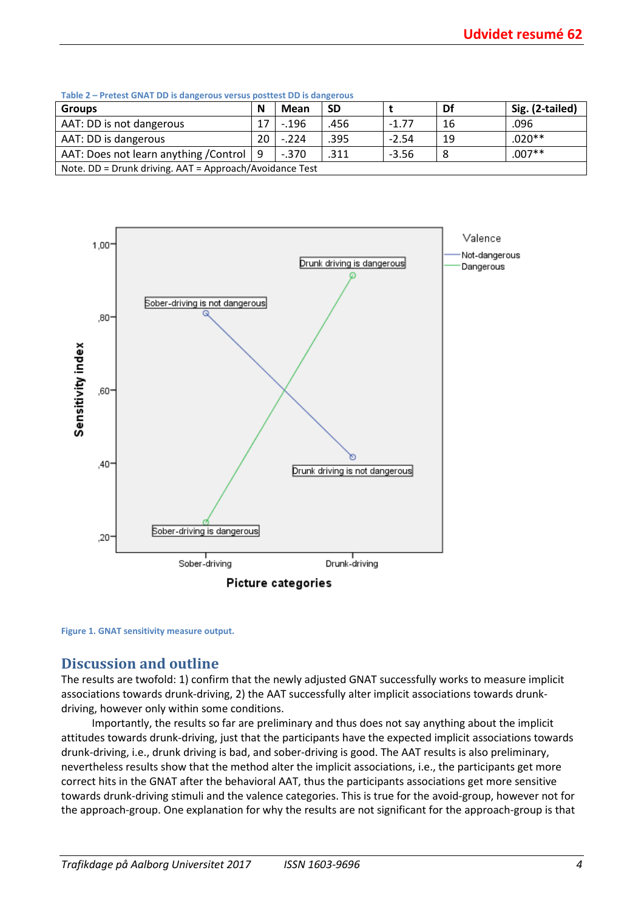Table 2 – Pretest GNAT DD is dangerous versus posttest DD is dangerous

| Groups | N | Mean | SD | t | Df | Sig. (2-tailed) |
|---|---|---|---|---|---|---|
| AAT: DD is not dangerous | 17 | -.196 | .456 | -1.77 | 16 | .096 |
| AAT: DD is dangerous | 20 | -.224 | .395 | -2.54 | 19 | .020** |
| AAT: Does not learn anything /Control | 9 | -.370 | .311 | -3.56 | 8 | .007** |

Note. DD = Drunk driving. AAT = Approach/Avoidance Test

Figure 1. GNAT sensitivity measure output.

## Discussion and outline

The results are twofold: 1) confirm that the newly adjusted GNAT successfully works to measure implicit associations towards drunk-driving, 2) the AAT successfully alter implicit associations towards drunk-driving, however only within some conditions.

Importantly, the results so far are preliminary and thus does not say anything about the implicit attitudes towards drunk-driving, just that the participants have the expected implicit associations towards drunk-driving, i.e., drunk driving is bad, and sober-driving is good. The AAT results is also preliminary, nevertheless results show that the method alter the implicit associations, i.e., the participants get more correct hits in the GNAT after the behavioral AAT, thus the participants associations get more sensitive towards drunk-driving stimuli and the valence categories. This is true for the avoid-group, however not for the approach-group. One explanation for why the results are not significant for the approach-group is that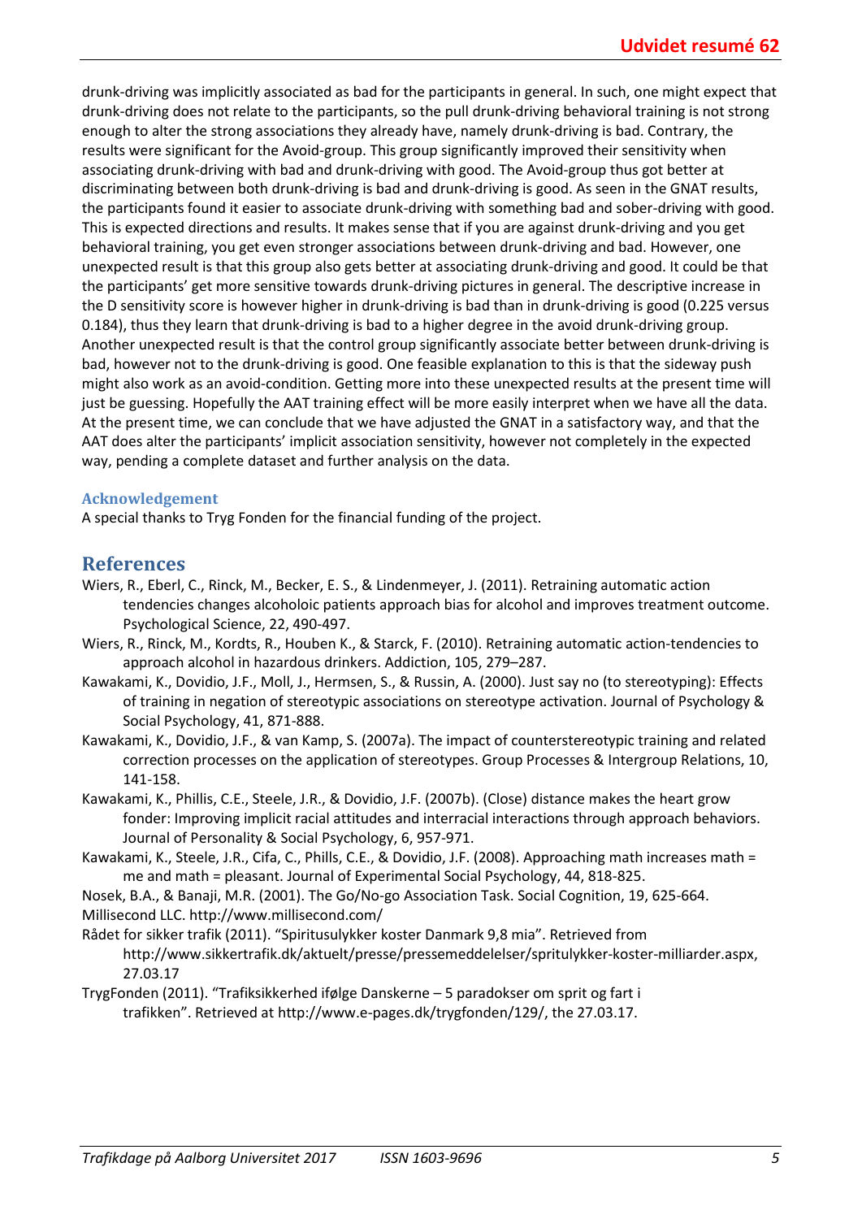drunk-driving was implicitly associated as bad for the participants in general. In such, one might expect that drunk-driving does not relate to the participants, so the pull drunk-driving behavioral training is not strong enough to alter the strong associations they already have, namely drunk-driving is bad. Contrary, the results were significant for the Avoid-group. This group significantly improved their sensitivity when associating drunk-driving with bad and drunk-driving with good. The Avoid-group thus got better at discriminating between both drunk-driving is bad and drunk-driving is good. As seen in the GNAT results, the participants found it easier to associate drunk-driving with something bad and sober-driving with good. This is expected directions and results. It makes sense that if you are against drunk-driving and you get behavioral training, you get even stronger associations between drunk-driving and bad. However, one unexpected result is that this group also gets better at associating drunk-driving and good. It could be that the participants' get more sensitive towards drunk-driving pictures in general. The descriptive increase in the D sensitivity score is however higher in drunk-driving is bad than in drunk-driving is good (0.225 versus 0.184), thus they learn that drunk-driving is bad to a higher degree in the avoid drunk-driving group. Another unexpected result is that the control group significantly associate better between drunk-driving is bad, however not to the drunk-driving is good. One feasible explanation to this is that the sideway push might also work as an avoid-condition. Getting more into these unexpected results at the present time will just be guessing. Hopefully the AAT training effect will be more easily interpret when we have all the data. At the present time, we can conclude that we have adjusted the GNAT in a satisfactory way, and that the AAT does alter the participants' implicit association sensitivity, however not completely in the expected way, pending a complete dataset and further analysis on the data.

### Acknowledgement

A special thanks to Tryg Fonden for the financial funding of the project.

## References

Wiers, R., Eberl, C., Rinck, M., Becker, E. S., & Lindenmeyer, J. (2011). Retraining automatic action tendencies changes alcoholoic patients approach bias for alcohol and improves treatment outcome. Psychological Science, 22, 490-497.

Wiers, R., Rinck, M., Kordts, R., Houben K., & Starck, F. (2010). Retraining automatic action-tendencies to approach alcohol in hazardous drinkers. Addiction, 105, 279–287.

Kawakami, K., Dovidio, J.F., Moll, J., Hermsen, S., & Russin, A. (2000). Just say no (to stereotyping): Effects of training in negation of stereotypic associations on stereotype activation. Journal of Psychology & Social Psychology, 41, 871-888.

Kawakami, K., Dovidio, J.F., & van Kamp, S. (2007a). The impact of counterstereotypic training and related correction processes on the application of stereotypes. Group Processes & Intergroup Relations, 10, 141-158.

Kawakami, K., Phillis, C.E., Steele, J.R., & Dovidio, J.F. (2007b). (Close) distance makes the heart grow fonder: Improving implicit racial attitudes and interracial interactions through approach behaviors. Journal of Personality & Social Psychology, 6, 957-971.

Kawakami, K., Steele, J.R., Cifa, C., Phills, C.E., & Dovidio, J.F. (2008). Approaching math increases math = me and math = pleasant. Journal of Experimental Social Psychology, 44, 818-825.

Nosek, B.A., & Banaji, M.R. (2001). The Go/No-go Association Task. Social Cognition, 19, 625-664.

Millisecond LLC. http://www.millisecond.com/

Rådet for sikker trafik (2011). "Spiritusulykker koster Danmark 9,8 mia". Retrieved from http://www.sikkertrafik.dk/aktuelt/presse/pressemeddelelser/spritulykker-koster-milliarder.aspx, 27.03.17

TrygFonden (2011). "Trafiksikkerhed ifølge Danskerne – 5 paradokser om sprit og fart i trafikken". Retrieved at http://www.e-pages.dk/trygfonden/129/, the 27.03.17.